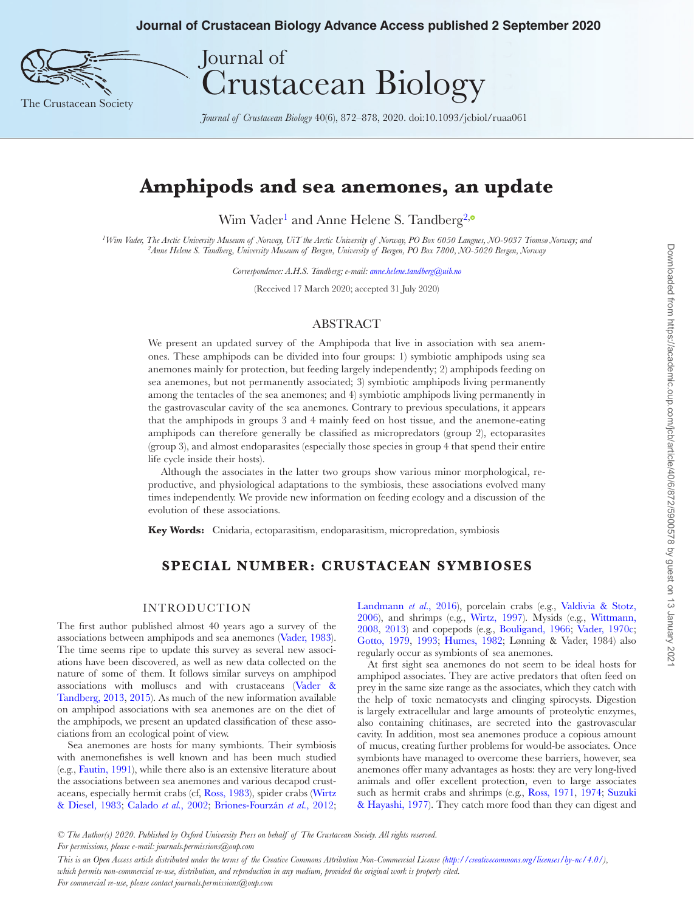# Amphipods and sea anemones, an update

Wim Vader[1] and Anne Helene S. Tandberg[2]

[1]Wim Vader, The Arctic University Museum of Norway, UiT the Arctic University of Norway, PO Box 6050 Langnes, NO-9037 Tromsø Norway; and [2]Anne Helene S. Tandberg, University Museum of Bergen, University of Bergen, PO Box 7800, NO-5020 Bergen, Norway

*Correspondence: A.H.S. Tandberg; e-mail: anne.helene.tandberg@uib.no*

(Received 17 March 2020; accepted 31 July 2020)

## ABSTRACT

We present an updated survey of the Amphipoda that live in association with sea anemones. These amphipods can be divided into four groups: 1) symbiotic amphipods using sea anemones mainly for protection, but feeding largely independently; 2) amphipods feeding on sea anemones, but not permanently associated; 3) symbiotic amphipods living permanently among the tentacles of the sea anemones; and 4) symbiotic amphipods living permanently in the gastrovascular cavity of the sea anemones. Contrary to previous speculations, it appears that the amphipods in groups 3 and 4 mainly feed on host tissue, and the anemone-eating amphipods can therefore generally be classified as micropredators (group 2), ectoparasites (group 3), and almost endoparasites (especially those species in group 4 that spend their entire life cycle inside their hosts).

Although the associates in the latter two groups show various minor morphological, reproductive, and physiological adaptations to the symbiosis, these associations evolved many times independently. We provide new information on feeding ecology and a discussion of the evolution of these associations.

**Key Words:** Cnidaria, ectoparasitism, endoparasitism, micropredation, symbiosis

### SPECIAL NUMBER: CRUSTACEAN SYMBIOSES

## INTRODUCTION

The first author published almost 40 years ago a survey of the associations between amphipods and sea anemones (Vader, 1983). The time seems ripe to update this survey as several new associations have been discovered, as well as new data collected on the nature of some of them. It follows similar surveys on amphipod associations with molluscs and with crustaceans (Vader & Tandberg, 2013, 2015). As much of the new information available on amphipod associations with sea anemones are on the diet of the amphipods, we present an updated classification of these associations from an ecological point of view.

Sea anemones are hosts for many symbionts. Their symbiosis with anemonefishes is well known and has been much studied (e.g., Fautin, 1991), while there also is an extensive literature about the associations between sea anemones and various decapod crustaceans, especially hermit crabs (cf, Ross, 1983), spider crabs (Wirtz & Diesel, 1983; Calado *et al.*, 2002; Briones-Fourzán *et al.*, 2012; Landmann *et al.*, 2016), porcelain crabs (e.g., Valdivia & Stotz, 2006), and shrimps (e.g., Wirtz, 1997). Mysids (e.g., Wittmann, 2008, 2013) and copepods (e.g., Bouligand, 1966; Vader, 1970c; Gotto, 1979, 1993; Humes, 1982; Lønning & Vader, 1984) also regularly occur as symbionts of sea anemones.

At first sight sea anemones do not seem to be ideal hosts for amphipod associates. They are active predators that often feed on prey in the same size range as the associates, which they catch with the help of toxic nematocysts and clinging spirocysts. Digestion is largely extracellular and large amounts of proteolytic enzymes, also containing chitinases, are secreted into the gastrovascular cavity. In addition, most sea anemones produce a copious amount of mucus, creating further problems for would-be associates. Once symbionts have managed to overcome these barriers, however, sea anemones offer many advantages as hosts: they are very long-lived animals and offer excellent protection, even to large associates such as hermit crabs and shrimps (e.g., Ross, 1971, 1974; Suzuki & Hayashi, 1977). They catch more food than they can digest and

© The Author(s) 2020. Published by Oxford University Press on behalf of The Crustacean Society. All rights reserved.
For permissions, please e-mail: journals.permissions@oup.com

This is an Open Access article distributed under the terms of the Creative Commons Attribution Non-Commercial License (http://creativecommons.org/licenses/by-nc/4.0/), which permits non-commercial re-use, distribution, and reproduction in any medium, provided the original work is properly cited.
For commercial re-use, please contact journals.permissions@oup.com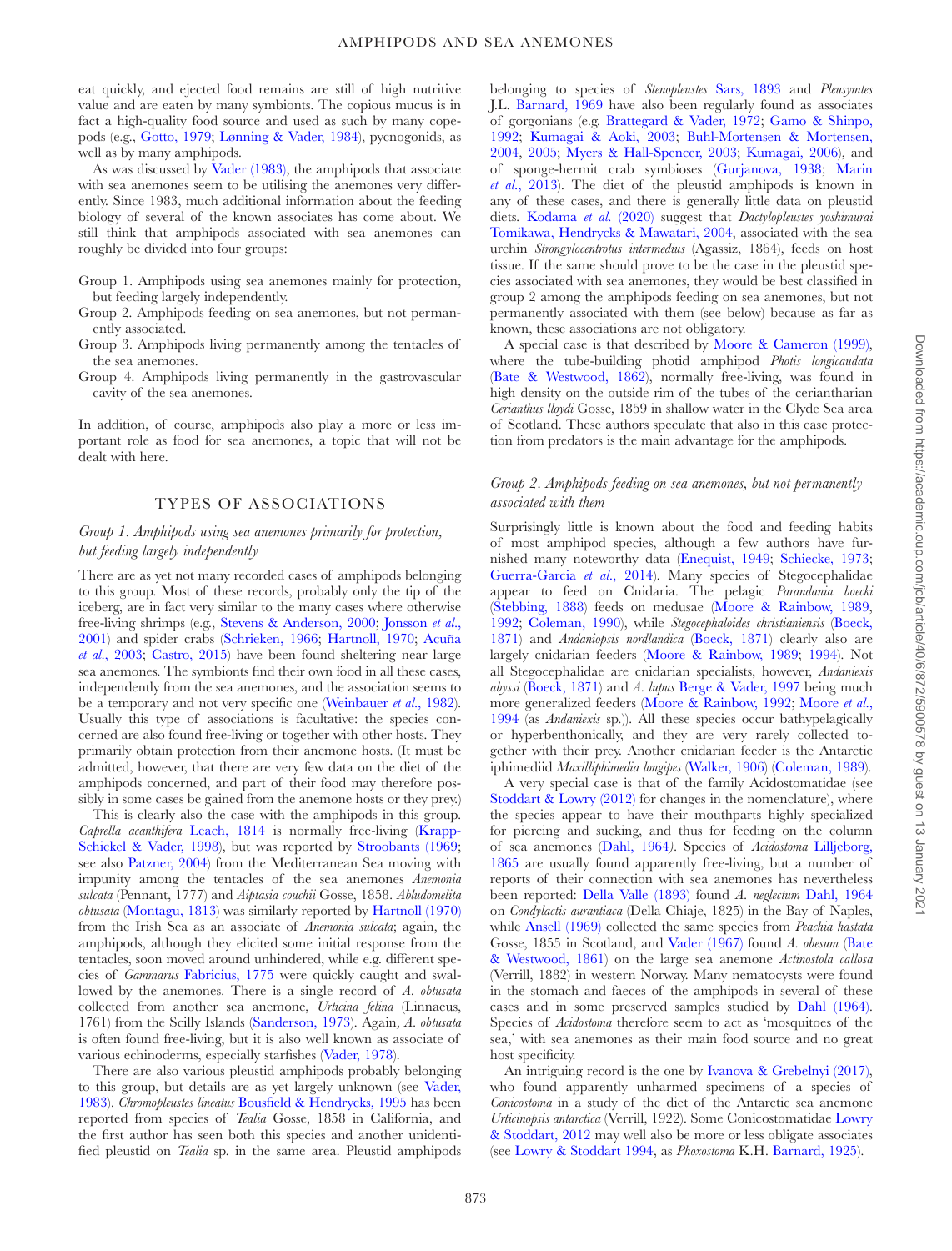eat quickly, and ejected food remains are still of high nutritive value and are eaten by many symbionts. The copious mucus is in fact a high-quality food source and used as such by many copepods (e.g., Gotto, 1979; Lønning & Vader, 1984), pycnogonids, as well as by many amphipods.

As was discussed by Vader (1983), the amphipods that associate with sea anemones seem to be utilising the anemones very differently. Since 1983, much additional information about the feeding biology of several of the known associates has come about. We still think that amphipods associated with sea anemones can roughly be divided into four groups:

Group 1. Amphipods using sea anemones mainly for protection, but feeding largely independently.
Group 2. Amphipods feeding on sea anemones, but not permanently associated.
Group 3. Amphipods living permanently among the tentacles of the sea anemones.
Group 4. Amphipods living permanently in the gastrovascular cavity of the sea anemones.

In addition, of course, amphipods also play a more or less important role as food for sea anemones, a topic that will not be dealt with here.

## TYPES OF ASSOCIATIONS

### *Group 1. Amphipods using sea anemones primarily for protection, but feeding largely independently*

There are as yet not many recorded cases of amphipods belonging to this group. Most of these records, probably only the tip of the iceberg, are in fact very similar to the many cases where otherwise free-living shrimps (e.g., Stevens & Anderson, 2000; Jonsson *et al.*, 2001) and spider crabs (Schrieken, 1966; Hartnoll, 1970; Acuña *et al.*, 2003; Castro, 2015) have been found sheltering near large sea anemones. The symbionts find their own food in all these cases, independently from the sea anemones, and the association seems to be a temporary and not very specific one (Weinbauer *et al.*, 1982). Usually this type of associations is facultative: the species concerned are also found free-living or together with other hosts. They primarily obtain protection from their anemone hosts. (It must be admitted, however, that there are very few data on the diet of the amphipods concerned, and part of their food may therefore possibly in some cases be gained from the anemone hosts or they prey.)

This is clearly also the case with the amphipods in this group. *Caprella acanthifera* Leach, 1814 is normally free-living (Krapp-Schickel & Vader, 1998), but was reported by Stroobants (1969; see also Patzner, 2004) from the Mediterranean Sea moving with impunity among the tentacles of the sea anemones *Anemonia sulcata* (Pennant, 1777) and *Aiptasia couchii* Gosse, 1858. *Abludomelita obtusata* (Montagu, 1813) was similarly reported by Hartnoll (1970) from the Irish Sea as an associate of *Anemonia sulcata*; again, the amphipods, although they elicited some initial response from the tentacles, soon moved around unhindered, while e.g. different species of *Gammarus* Fabricius, 1775 were quickly caught and swallowed by the anemones. There is a single record of *A. obtusata* collected from another sea anemone, *Urticina felina* (Linnaeus, 1761) from the Scilly Islands (Sanderson, 1973). Again, *A. obtusata* is often found free-living, but it is also well known as associate of various echinoderms, especially starfishes (Vader, 1978).

There are also various pleustid amphipods probably belonging to this group, but details are as yet largely unknown (see Vader, 1983). *Chromopleustes lineatus* Bousfield & Hendrycks, 1995 has been reported from species of *Tealia* Gosse, 1858 in California, and the first author has seen both this species and another unidentified pleustid on *Tealia* sp. in the same area. Pleustid amphipods belonging to species of *Stenopleustes* Sars, 1893 and *Pleusymtes* J.L. Barnard, 1969 have also been regularly found as associates of gorgonians (e.g. Brattegard & Vader, 1972; Gamo & Shinpo, 1992; Kumagai & Aoki, 2003; Buhl-Mortensen & Mortensen, 2004, 2005; Myers & Hall-Spencer, 2003; Kumagai, 2006), and of sponge-hermit crab symbioses (Gurjanova, 1938; Marin *et al.*, 2013). The diet of the pleustid amphipods is known in any of these cases, and there is generally little data on pleustid diets. Kodama *et al.* (2020) suggest that *Dactylopleustes yoshimurai* Tomikawa, Hendrycks & Mawatari, 2004, associated with the sea urchin *Strongylocentrotus intermedius* (Agassiz, 1864), feeds on host tissue. If the same should prove to be the case in the pleustid species associated with sea anemones, they would be best classified in group 2 among the amphipods feeding on sea anemones, but not permanently associated with them (see below) because as far as known, these associations are not obligatory.

A special case is that described by Moore & Cameron (1999), where the tube-building photid amphipod *Photis longicaudata* (Bate & Westwood, 1862), normally free-living, was found in high density on the outside rim of the tubes of the ceriantharian *Cerianthus lloydi* Gosse, 1859 in shallow water in the Clyde Sea area of Scotland. These authors speculate that also in this case protection from predators is the main advantage for the amphipods.

### *Group 2. Amphipods feeding on sea anemones, but not permanently associated with them*

Surprisingly little is known about the food and feeding habits of most amphipod species, although a few authors have furnished many noteworthy data (Enequist, 1949; Schiecke, 1973; Guerra-Garcia *et al.*, 2014). Many species of Stegocephalidae appear to feed on Cnidaria. The pelagic *Parandania boecki* (Stebbing, 1888) feeds on medusae (Moore & Rainbow, 1989, 1992; Coleman, 1990), while *Stegocephaloides christianiensis* (Boeck, 1871) and *Andaniopsis nordlandica* (Boeck, 1871) clearly also are largely cnidarian feeders (Moore & Rainbow, 1989; 1994). Not all Stegocephalidae are cnidarian specialists, however, *Andaniexis abyssi* (Boeck, 1871) and *A. lupus* Berge & Vader, 1997 being much more generalized feeders (Moore & Rainbow, 1992; Moore *et al.*, 1994 (as *Andaniexis* sp.)). All these species occur bathypelagically or hyperbenthonically, and they are very rarely collected together with their prey. Another cnidarian feeder is the Antarctic iphimediid *Maxilliphimedia longipes* (Walker, 1906) (Coleman, 1989).

A very special case is that of the family Acidostomatidae (see Stoddart & Lowry (2012) for changes in the nomenclature), where the species appear to have their mouthparts highly specialized for piercing and sucking, and thus for feeding on the column of sea anemones (Dahl, 1964). Species of *Acidostoma* Lilljeborg, 1865 are usually found apparently free-living, but a number of reports of their connection with sea anemones has nevertheless been reported: Della Valle (1893) found *A. neglectum* Dahl, 1964 on *Condylactis aurantiaca* (Della Chiaje, 1825) in the Bay of Naples, while Ansell (1969) collected the same species from *Peachia hastata* Gosse, 1855 in Scotland, and Vader (1967) found *A. obesum* (Bate & Westwood, 1861) on the large sea anemone *Actinostola callosa* (Verrill, 1882) in western Norway. Many nematocysts were found in the stomach and faeces of the amphipods in several of these cases and in some preserved samples studied by Dahl (1964). Species of *Acidostoma* therefore seem to act as 'mosquitoes of the sea,' with sea anemones as their main food source and no great host specificity.

An intriguing record is the one by Ivanova & Grebelnyi (2017), who found apparently unharmed specimens of a species of *Conicostoma* in a study of the diet of the Antarctic sea anemone *Urticinopsis antarctica* (Verrill, 1922). Some Conicostomatidae Lowry & Stoddart, 2012 may well also be more or less obligate associates (see Lowry & Stoddart 1994, as *Phoxostoma* K.H. Barnard, 1925).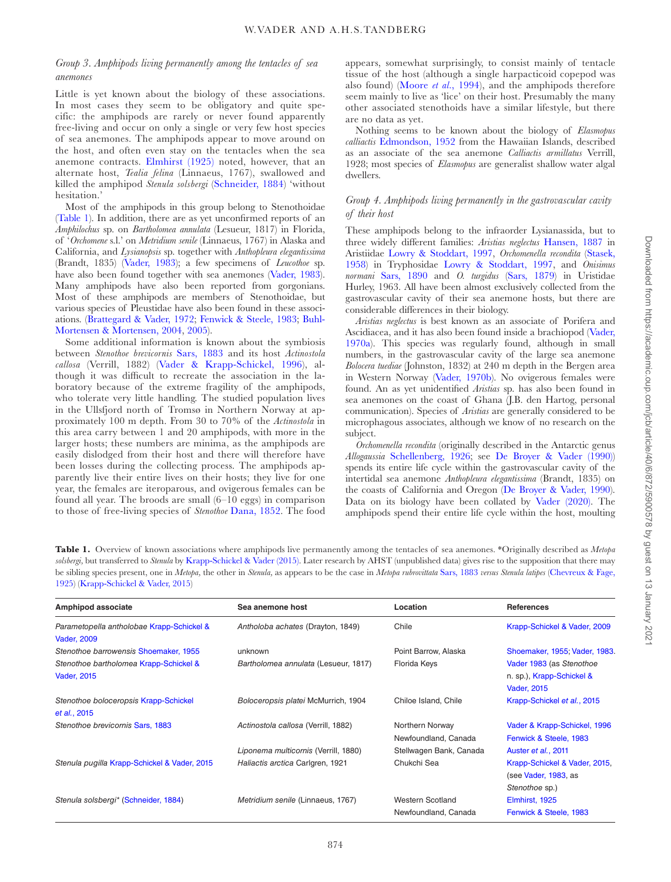### *Group 3. Amphipods living permanently among the tentacles of sea anemones*

Little is yet known about the biology of these associations. In most cases they seem to be obligatory and quite specific: the amphipods are rarely or never found apparently free-living and occur on only a single or very few host species of sea anemones. The amphipods appear to move around on the host, and often even stay on the tentacles when the sea anemone contracts. Elmhirst (1925) noted, however, that an alternate host, *Tealia felina* (Linnaeus, 1767), swallowed and killed the amphipod *Stenula solsbergi* (Schneider, 1884) 'without hesitation.'

Most of the amphipods in this group belong to Stenothoidae (Table 1). In addition, there are as yet unconfirmed reports of an *Amphilochus* sp. on *Bartholomea annulata* (Lesueur, 1817) in Florida, of '*Orchomene* s.l.' on *Metridium senile* (Linnaeus, 1767) in Alaska and California, and *Lysianopsis* sp. together with *Anthopleura elegantissima* (Brandt, 1835) (Vader, 1983); a few specimens of *Leucothoe* sp. have also been found together with sea anemones (Vader, 1983). Many amphipods have also been reported from gorgonians. Most of these amphipods are members of Stenothoidae, but various species of Pleustidae have also been found in these associations. (Brattegard & Vader, 1972; Fenwick & Steele, 1983; Buhl-Mortensen & Mortensen, 2004, 2005).

Some additional information is known about the symbiosis between *Stenothoe brevicornis* Sars, 1883 and its host *Actinostola callosa* (Verrill, 1882) (Vader & Krapp-Schickel, 1996), although it was difficult to recreate the association in the laboratory because of the extreme fragility of the amphipods, who tolerate very little handling. The studied population lives in the Ullsfjord north of Tromsø in Northern Norway at approximately 100 m depth. From 30 to 70% of the *Actinostola* in this area carry between 1 and 20 amphipods, with more in the larger hosts; these numbers are minima, as the amphipods are easily dislodged from their host and there will therefore have been losses during the collecting process. The amphipods apparently live their entire lives on their hosts; they live for one year, the females are iteroparous, and ovigerous females can be found all year. The broods are small (6–10 eggs) in comparison to those of free-living species of *Stenothoe* Dana, 1852. The food appears, somewhat surprisingly, to consist mainly of tentacle tissue of the host (although a single harpacticoid copepod was also found) (Moore *et al*., 1994), and the amphipods therefore seem mainly to live as 'lice' on their host. Presumably the many other associated stenothoids have a similar lifestyle, but there are no data as yet.

Nothing seems to be known about the biology of *Elasmopus calliactis* Edmondson, 1952 from the Hawaiian Islands, described as an associate of the sea anemone *Calliactis armillatus* Verrill, 1928; most species of *Elasmopus* are generalist shallow water algal dwellers.

### *Group 4. Amphipods living permanently in the gastrovascular cavity of their host*

These amphipods belong to the infraorder Lysianassida, but to three widely different families: *Aristias neglectus* Hansen, 1887 in Aristiidae Lowry & Stoddart, 1997, *Orchomenella recondita* (Stasek, 1958) in Tryphosidae Lowry & Stoddart, 1997, and *Onisimus normani* Sars, 1890 and *O. turgidus* (Sars, 1879) in Uristidae Hurley, 1963. All have been almost exclusively collected from the gastrovascular cavity of their sea anemone hosts, but there are considerable differences in their biology.

*Aristias neglectus* is best known as an associate of Porifera and Ascidiacea, and it has also been found inside a brachiopod (Vader, 1970a). This species was regularly found, although in small numbers, in the gastrovascular cavity of the large sea anemone *Bolocera tuediae* (Johnston, 1832) at 240 m depth in the Bergen area in Western Norway (Vader, 1970b). No ovigerous females were found. An as yet unidentified *Aristias* sp. has also been found in sea anemones on the coast of Ghana (J.B. den Hartog, personal communication). Species of *Aristias* are generally considered to be microphagous associates, although we know of no research on the subject.

*Orchomenella recondita* (originally described in the Antarctic genus *Allogaussia* Schellenberg, 1926; see De Broyer & Vader (1990)) spends its entire life cycle within the gastrovascular cavity of the intertidal sea anemone *Anthopleura elegantissima* (Brandt, 1835) on the coasts of California and Oregon (De Broyer & Vader, 1990). Data on its biology have been collated by Vader (2020). The amphipods spend their entire life cycle within the host, moulting

**Table 1.** Overview of known associations where amphipods live permanently among the tentacles of sea anemones. *Originally described as *Metopa solsbergi*, but transferred to *Stenula* by Krapp-Schickel & Vader (2015). Later research by AHST (unpublished data) gives rise to the supposition that there may be sibling species present, one in *Metopa*, the other in *Stenula*, as appears to be the case in *Metopa rubrovittata* Sars, 1883 *versus Stenula latipes* (Chevreux & Fage, 1925) (Krapp-Schickel & Vader, 2015)

| Amphipod associate | Sea anemone host | Location | References |
|---|---|---|---|
| *Parametopella antholobae* Krapp-Schickel & Vader, 2009 | *Antholoba achates* (Drayton, 1849) | Chile | Krapp-Schickel & Vader, 2009 |
| *Stenothoe barrowensis* Shoemaker, 1955 | unknown | Point Barrow, Alaska | Shoemaker, 1955; Vader, 1983. |
| *Stenothoe bartholomea* Krapp-Schickel & Vader, 2015 | *Bartholomea annulata* (Lesueur, 1817) | Florida Keys | Vader 1983 (as *Stenothoe* n. sp.), Krapp-Schickel & Vader, 2015 |
| *Stenothoe boloceropsis* Krapp-Schickel *et al.*, 2015 | *Boloceropsis platei* McMurrich, 1904 | Chiloe Island, Chile | Krapp-Schickel *et al.*, 2015 |
| *Stenothoe brevicornis* Sars, 1883 | *Actinostola callosa* (Verrill, 1882) | Northern Norway | Vader & Krapp-Schickel, 1996 |
| | | Newfoundland, Canada | Fenwick & Steele, 1983 |
| | *Liponema multicornis* (Verrill, 1880) | Stellwagen Bank, Canada | Auster *et al.*, 2011 |
| *Stenula pugilla* Krapp-Schickel & Vader, 2015 | *Haliactis arctica* Carlgren, 1921 | Chukchi Sea | Krapp-Schickel & Vader, 2015, (see Vader, 1983, as *Stenothoe* sp.) |
| *Stenula solsbergi** (Schneider, 1884) | *Metridium senile* (Linnaeus, 1767) | Western Scotland | Elmhirst, 1925 |
| | | Newfoundland, Canada | Fenwick & Steele, 1983 |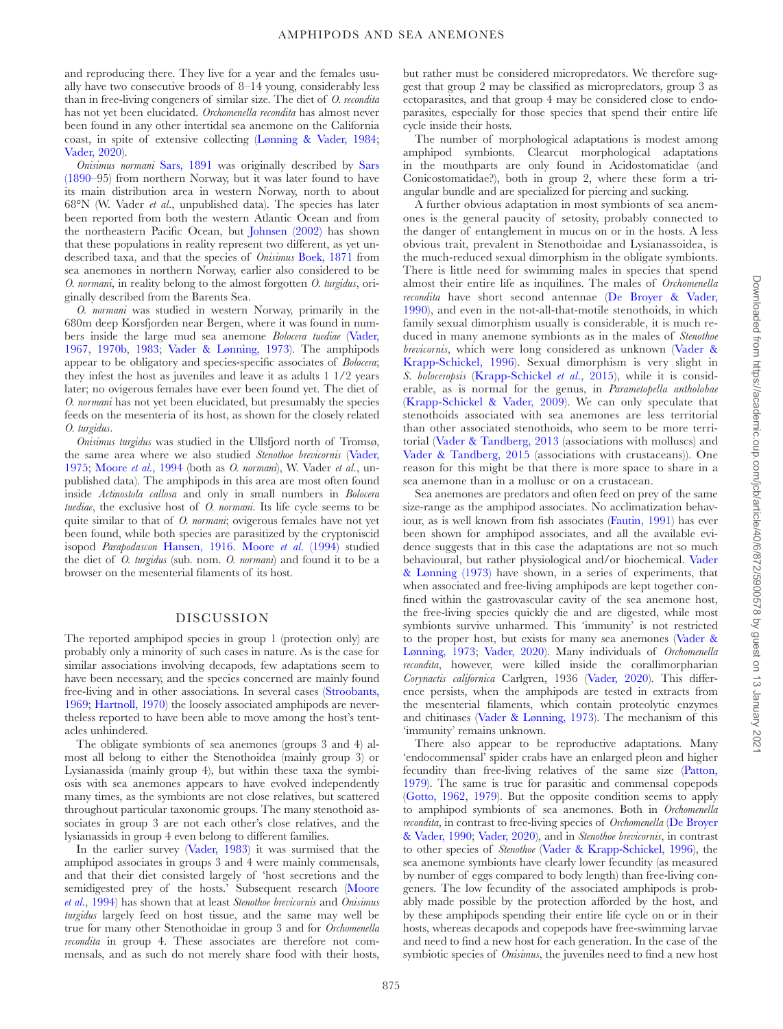and reproducing there. They live for a year and the females usually have two consecutive broods of 8–14 young, considerably less than in free-living congeners of similar size. The diet of *O. recondita* has not yet been elucidated. *Orchomenella recondita* has almost never been found in any other intertidal sea anemone on the California coast, in spite of extensive collecting (Lønning & Vader, 1984; Vader, 2020).

*Onisimus normani* Sars, 1891 was originally described by Sars (1890–95) from northern Norway, but it was later found to have its main distribution area in western Norway, north to about 68°N (W. Vader *et al.*, unpublished data). The species has later been reported from both the western Atlantic Ocean and from the northeastern Pacific Ocean, but Johnsen (2002) has shown that these populations in reality represent two different, as yet undescribed taxa, and that the species of *Onisimus* Boek, 1871 from sea anemones in northern Norway, earlier also considered to be *O. normani*, in reality belong to the almost forgotten *O. turgidus*, originally described from the Barents Sea.

*O. normani* was studied in western Norway, primarily in the 680m deep Korsfjorden near Bergen, where it was found in numbers inside the large mud sea anemone *Bolocera tuediae* (Vader, 1967, 1970b, 1983; Vader & Lønning, 1973). The amphipods appear to be obligatory and species-specific associates of *Bolocera*; they infest the host as juveniles and leave it as adults 1 1/2 years later; no ovigerous females have ever been found yet. The diet of *O. normani* has not yet been elucidated, but presumably the species feeds on the mesenteria of its host, as shown for the closely related *O. turgidus*.

*Onisimus turgidus* was studied in the Ullsfjord north of Tromsø, the same area where we also studied *Stenothoe brevicornis* (Vader, 1975; Moore *et al.*, 1994 (both as *O. normani*), W. Vader *et al.*, unpublished data). The amphipods in this area are most often found inside *Actinostola callosa* and only in small numbers in *Bolocera tuediae*, the exclusive host of *O. normani*. Its life cycle seems to be quite similar to that of *O. normani*; ovigerous females have not yet been found, while both species are parasitized by the cryptoniscid isopod *Parapodascon* Hansen, 1916. Moore *et al.* (1994) studied the diet of *O. turgidus* (sub. nom. *O. normani*) and found it to be a browser on the mesenterial filaments of its host.

## DISCUSSION

The reported amphipod species in group 1 (protection only) are probably only a minority of such cases in nature. As is the case for similar associations involving decapods, few adaptations seem to have been necessary, and the species concerned are mainly found free-living and in other associations. In several cases (Stroobants, 1969; Hartnoll, 1970) the loosely associated amphipods are nevertheless reported to have been able to move among the host's tentacles unhindered.

The obligate symbionts of sea anemones (groups 3 and 4) almost all belong to either the Stenothoidea (mainly group 3) or Lysianassida (mainly group 4), but within these taxa the symbiosis with sea anemones appears to have evolved independently many times, as the symbionts are not close relatives, but scattered throughout particular taxonomic groups. The many stenothoid associates in group 3 are not each other's close relatives, and the lysianassids in group 4 even belong to different families.

In the earlier survey (Vader, 1983) it was surmised that the amphipod associates in groups 3 and 4 were mainly commensals, and that their diet consisted largely of 'host secretions and the semidigested prey of the hosts.' Subsequent research (Moore *et al.*, 1994) has shown that at least *Stenothoe brevicornis* and *Onisimus turgidus* largely feed on host tissue, and the same may well be true for many other Stenothoidae in group 3 and for *Orchomenella recondita* in group 4. These associates are therefore not commensals, and as such do not merely share food with their hosts, but rather must be considered micropredators. We therefore suggest that group 2 may be classified as micropredators, group 3 as ectoparasites, and that group 4 may be considered close to endoparasites, especially for those species that spend their entire life cycle inside their hosts.

The number of morphological adaptations is modest among amphipod symbionts. Clearcut morphological adaptations in the mouthparts are only found in Acidostomatidae (and Conicostomatidae?), both in group 2, where these form a triangular bundle and are specialized for piercing and sucking.

A further obvious adaptation in most symbionts of sea anemones is the general paucity of setosity, probably connected to the danger of entanglement in mucus on or in the hosts. A less obvious trait, prevalent in Stenothoidae and Lysianassoidea, is the much-reduced sexual dimorphism in the obligate symbionts. There is little need for swimming males in species that spend almost their entire life as inquilines. The males of *Orchomenella recondita* have short second antennae (De Broyer & Vader, 1990), and even in the not-all-that-motile stenothoids, in which family sexual dimorphism usually is considerable, it is much reduced in many anemone symbionts as in the males of *Stenothoe brevicornis*, which were long considered as unknown (Vader & Krapp-Schickel, 1996). Sexual dimorphism is very slight in *S. boloceropsis* (Krapp-Schickel *et al.*, 2015), while it is considerable, as is normal for the genus, in *Parametopella antholobae* (Krapp-Schickel & Vader, 2009). We can only speculate that stenothoids associated with sea anemones are less territorial than other associated stenothoids, who seem to be more territorial (Vader & Tandberg, 2013 (associations with molluscs) and Vader & Tandberg, 2015 (associations with crustaceans)). One reason for this might be that there is more space to share in a sea anemone than in a mollusc or on a crustacean.

Sea anemones are predators and often feed on prey of the same size-range as the amphipod associates. No acclimatization behaviour, as is well known from fish associates (Fautin, 1991) has ever been shown for amphipod associates, and all the available evidence suggests that in this case the adaptations are not so much behavioural, but rather physiological and/or biochemical. Vader & Lønning (1973) have shown, in a series of experiments, that when associated and free-living amphipods are kept together confined within the gastrovascular cavity of the sea anemone host, the free-living species quickly die and are digested, while most symbionts survive unharmed. This 'immunity' is not restricted to the proper host, but exists for many sea anemones (Vader & Lønning, 1973; Vader, 2020). Many individuals of *Orchomenella recondita*, however, were killed inside the corallimorpharian *Corynactis californica* Carlgren, 1936 (Vader, 2020). This difference persists, when the amphipods are tested in extracts from the mesenterial filaments, which contain proteolytic enzymes and chitinases (Vader & Lønning, 1973). The mechanism of this 'immunity' remains unknown.

There also appear to be reproductive adaptations. Many 'endocommensal' spider crabs have an enlarged pleon and higher fecundity than free-living relatives of the same size (Patton, 1979). The same is true for parasitic and commensal copepods (Gotto, 1962, 1979). But the opposite condition seems to apply to amphipod symbionts of sea anemones. Both in *Orchomenella recondita*, in contrast to free-living species of *Orchomenella* (De Broyer & Vader, 1990; Vader, 2020), and in *Stenothoe brevicornis*, in contrast to other species of *Stenothoe* (Vader & Krapp-Schickel, 1996), the sea anemone symbionts have clearly lower fecundity (as measured by number of eggs compared to body length) than free-living congeners. The low fecundity of the associated amphipods is probably made possible by the protection afforded by the host, and by these amphipods spending their entire life cycle on or in their hosts, whereas decapods and copepods have free-swimming larvae and need to find a new host for each generation. In the case of the symbiotic species of *Onisimus*, the juveniles need to find a new host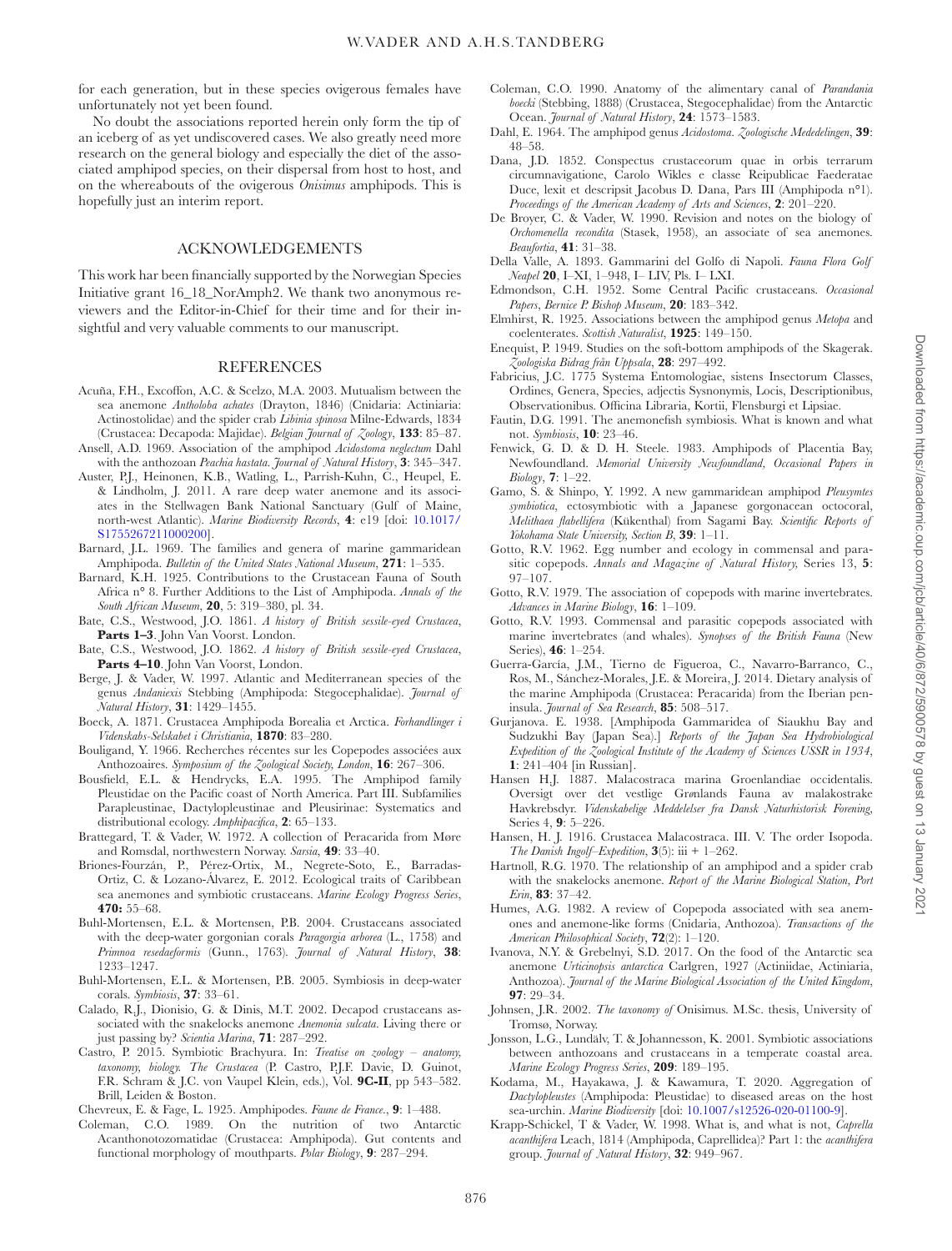for each generation, but in these species ovigerous females have unfortunately not yet been found.

No doubt the associations reported herein only form the tip of an iceberg of as yet undiscovered cases. We also greatly need more research on the general biology and especially the diet of the associated amphipod species, on their dispersal from host to host, and on the whereabouts of the ovigerous *Onisimus* amphipods. This is hopefully just an interim report.

## ACKNOWLEDGEMENTS

This work har been financially supported by the Norwegian Species Initiative grant 16_18_NorAmph2. We thank two anonymous reviewers and the Editor-in-Chief for their time and for their insightful and very valuable comments to our manuscript.

## REFERENCES

Acuña, F.H., Excoffon, A.C. & Scelzo, M.A. 2003. Mutualism between the sea anemone *Antholoba achates* (Drayton, 1846) (Cnidaria: Actiniaria: Actinostolidae) and the spider crab *Libinia spinosa* Milne-Edwards, 1834 (Crustacea: Decapoda: Majidae). *Belgian Journal of Zoology*, **133**: 85–87.

Ansell, A.D. 1969. Association of the amphipod *Acidostoma neglectum* Dahl with the anthozoan *Peachia hastata*. *Journal of Natural History*, **3**: 345–347.

Auster, P.J., Heinonen, K.B., Watling, L., Parrish-Kuhn, C., Heupel, E. & Lindholm, J. 2011. A rare deep water anemone and its associates in the Stellwagen Bank National Sanctuary (Gulf of Maine, north-west Atlantic). *Marine Biodiversity Records*, **4**: e19 [doi: 10.1017/S1755267211000200].

Barnard, J.L. 1969. The families and genera of marine gammaridean Amphipoda. *Bulletin of the United States National Museum*, **271**: 1–535.

Barnard, K.H. 1925. Contributions to the Crustacean Fauna of South Africa n° 8. Further Additions to the List of Amphipoda. *Annals of the South African Museum*, **20**, 5: 319–380, pl. 34.

Bate, C.S., Westwood, J.O. 1861. *A history of British sessile-eyed Crustacea*, **Parts 1–3**. John Van Voorst. London.

Bate, C.S., Westwood, J.O. 1862. *A history of British sessile-eyed Crustacea*, **Parts 4–10**. John Van Voorst, London.

Berge, J. & Vader, W. 1997. Atlantic and Mediterranean species of the genus *Andaniexis* Stebbing (Amphipoda: Stegocephalidae). *Journal of Natural History*, **31**: 1429–1455.

Boeck, A. 1871. Crustacea Amphipoda Borealia et Arctica. *Forhandlinger i Videnskabs-Selskabet i Christiania*, **1870**: 83–280.

Bouligand, Y. 1966. Recherches récentes sur les Copepodes associées aux Anthozoaires. *Symposium of the Zoological Society, London*, **16**: 267–306.

Bousfield, E.L. & Hendrycks, E.A. 1995. The Amphipod family Pleustidae on the Pacific coast of North America. Part III. Subfamilies Parapleustinae, Dactylopleustinae and Pleusirinae: Systematics and distributional ecology. *Amphipacifica*, **2**: 65–133.

Brattegard, T. & Vader, W. 1972. A collection of Peracarida from Møre and Romsdal, northwestern Norway. *Sarsia*, **49**: 33–40.

Briones-Fourzán, P., Pérez-Ortix, M., Negrete-Soto, E., Barradas-Ortiz, C. & Lozano-Álvarez, E. 2012. Ecological traits of Caribbean sea anemones and symbiotic crustaceans. *Marine Ecology Progress Series*, **470:** 55–68.

Buhl-Mortensen, E.L. & Mortensen, P.B. 2004. Crustaceans associated with the deep-water gorgonian corals *Paragorgia arborea* (L., 1758) and *Primnoa resedaeformis* (Gunn., 1763). *Journal of Natural History*, **38**: 1233–1247.

Buhl-Mortensen, E.L. & Mortensen, P.B. 2005. Symbiosis in deep-water corals. *Symbiosis*, **37**: 33–61.

Calado, R.J., Dionisio, G. & Dinis, M.T. 2002. Decapod crustaceans associated with the snakelocks anemone *Anemonia sulcata*. Living there or just passing by? *Scientia Marina*, **71**: 287–292.

Castro, P. 2015. Symbiotic Brachyura. In: *Treatise on zoology – anatomy, taxonomy, biology. The Crustacea* (P. Castro, P.J.F. Davie, D. Guinot, F.R. Schram & J.C. von Vaupel Klein, eds.), Vol. **9C-II**, pp 543–582. Brill, Leiden & Boston.

Chevreux, E. & Fage, L. 1925. Amphipodes. *Faune de France.*, **9**: 1–488.

Coleman, C.O. 1989. On the nutrition of two Antarctic Acanthonotozomatidae (Crustacea: Amphipoda). Gut contents and functional morphology of mouthparts. *Polar Biology*, **9**: 287–294.

Coleman, C.O. 1990. Anatomy of the alimentary canal of *Parandania boecki* (Stebbing, 1888) (Crustacea, Stegocephalidae) from the Antarctic Ocean. *Journal of Natural History*, **24**: 1573–1583.

Dahl, E. 1964. The amphipod genus *Acidostoma*. *Zoologische Mededelingen*, **39**: 48–58.

Dana, J.D. 1852. Conspectus crustaceorum quae in orbis terrarum circumnavigatione, Carolo Wikles e classe Reipublicae Faederatae Duce, lexit et descripsit Jacobus D. Dana, Pars III (Amphipoda n°1). *Proceedings of the American Academy of Arts and Sciences*, **2**: 201–220.

De Broyer, C. & Vader, W. 1990. Revision and notes on the biology of *Orchomenella recondita* (Stasek, 1958), an associate of sea anemones. *Beaufortia*, **41**: 31–38.

Della Valle, A. 1893. Gammarini del Golfo di Napoli. *Fauna Flora Golf Neapel* **20**, I–XI, 1–948, I– LIV, Pls. I– LXI.

Edmondson, C.H. 1952. Some Central Pacific crustaceans. *Occasional Papers, Bernice P. Bishop Museum*, **20**: 183–342.

Elmhirst, R. 1925. Associations between the amphipod genus *Metopa* and coelenterates. *Scottish Naturalist*, **1925**: 149–150.

Enequist, P. 1949. Studies on the soft-bottom amphipods of the Skagerak. *Zoologiska Bidrag från Uppsala*, **28**: 297–492.

Fabricius, J.C. 1775 Systema Entomologiae, sistens Insectorum Classes, Ordines, Genera, Species, adjectis Sysnonymis, Locis, Descriptionibus, Observationibus. Officina Libraria, Kortii, Flensburgi et Lipsiae.

Fautin, D.G. 1991. The anemonefish symbiosis. What is known and what not. *Symbiosis*, **10**: 23–46.

Fenwick, G. D. & D. H. Steele. 1983. Amphipods of Placentia Bay, Newfoundland. *Memorial University Newfoundland, Occasional Papers in Biology*, **7**: 1–22.

Gamo, S. & Shinpo, Y. 1992. A new gammaridean amphipod *Pleusymtes symbiotica*, ectosymbiotic with a Japanese gorgonacean octocoral, *Melithaea flabellifera* (Kükenthal) from Sagami Bay. *Scientific Reports of Yokohama State University, Section B*, **39**: 1–11.

Gotto, R.V. 1962. Egg number and ecology in commensal and parasitic copepods. *Annals and Magazine of Natural History*, Series 13, **5**: 97–107.

Gotto, R.V. 1979. The association of copepods with marine invertebrates. *Advances in Marine Biology*, **16**: 1–109.

Gotto, R.V. 1993. Commensal and parasitic copepods associated with marine invertebrates (and whales). *Synopses of the British Fauna* (New Series), **46**: 1–254.

Guerra-García, J.M., Tierno de Figueroa, C., Navarro-Barranco, C., Ros, M., Sánchez-Morales, J.E. & Moreira, J. 2014. Dietary analysis of the marine Amphipoda (Crustacea: Peracarida) from the Iberian peninsula. *Journal of Sea Research*, **85**: 508–517.

Gurjanova. E. 1938. [Amphipoda Gammaridea of Siaukhu Bay and Sudzukhi Bay (Japan Sea).] *Reports of the Japan Sea Hydrobiological Expedition of the Zoological Institute of the Academy of Sciences USSR in 1934*, **1**: 241–404 [in Russian].

Hansen H.J. 1887. Malacostraca marina Groenlandiae occidentalis. Oversigt over det vestlige Grønlands Fauna av malakostrake Havkrebsdyr. *Videnskabelige Meddelelser fra Dansk Naturhistorisk Forening*, Series 4, **9**: 5–226.

Hansen, H. J. 1916. Crustacea Malacostraca. III. V. The order Isopoda. *The Danish Ingolf–Expedition*, **3**(5): iii + 1–262.

Hartnoll, R.G. 1970. The relationship of an amphipod and a spider crab with the snakelocks anemone. *Report of the Marine Biological Station, Port Erin*, **83**: 37–42.

Humes, A.G. 1982. A review of Copepoda associated with sea anemones and anemone-like forms (Cnidaria, Anthozoa). *Transactions of the American Philosophical Society*, **72**(2): 1–120.

Ivanova, N.Y. & Grebelnyi, S.D. 2017. On the food of the Antarctic sea anemone *Urticinopsis antarctica* Carlgren, 1927 (Actiniidae, Actiniaria, Anthozoa). *Journal of the Marine Biological Association of the United Kingdom*, **97**: 29–34.

Johnsen, J.R. 2002. *The taxonomy of* Onisimus. M.Sc. thesis, University of Tromsø, Norway.

Jonsson, L.G., Lundälv, T. & Johannesson, K. 2001. Symbiotic associations between anthozoans and crustaceans in a temperate coastal area. *Marine Ecology Progress Series*, **209**: 189–195.

Kodama, M., Hayakawa, J. & Kawamura, T. 2020. Aggregation of *Dactylopleustes* (Amphipoda: Pleustidae) to diseased areas on the host sea-urchin. *Marine Biodiversity* [doi: 10.1007/s12526-020-01100-9].

Krapp-Schickel, T & Vader, W. 1998. What is, and what is not, *Caprella acanthifera* Leach, 1814 (Amphipoda, Caprellidea)? Part 1: the *acanthifera* group. *Journal of Natural History*, **32**: 949–967.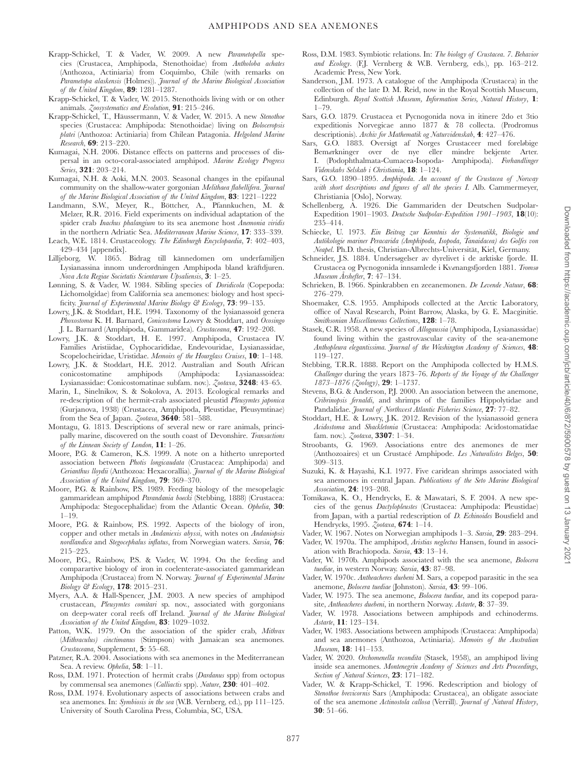Krapp-Schickel, T. & Vader, W. 2009. A new *Parametopella* species (Crustacea, Amphipoda, Stenothoidae) from *Antholoba achates* (Anthozoa, Actiniaria) from Coquimbo, Chile (with remarks on *Parametopa alaskensis* (Holmes)). *Journal of the Marine Biological Association of the United Kingdom*, **89**: 1281–1287.

Krapp-Schickel, T. & Vader, W. 2015. Stenothoids living with or on other animals. *Zoosystematics and Evolution*, **91**: 215–246.

Krapp-Schickel, T., Häussermann, V. & Vader, W. 2015. A new *Stenothoe* species (Crustacea: Amphipoda: Stenothoidae) living on *Boloceropsis platei* (Anthozoa: Actiniaria) from Chilean Patagonia. *Helgoland Marine Research*, **69**: 213–220.

Kumagai, N.H. 2006. Distance effects on patterns and processes of dispersal in an octo-coral-associated amphipod. *Marine Ecology Progress Series*, **321**: 203–214.

Kumagai, N.H. & Aoki, M.N. 2003. Seasonal changes in the epifaunal community on the shallow-water gorgonian *Melithaea flabellifera*. *Journal of the Marine Biological Association of the United Kingdom*, **83**: 1221–1222

Landmann, S.W., Meyer, R., Böttcher, A., Pfannkuchen, M. & Melzer, R.R. 2016. Field experiments on individual adaptation of the spider crab *Inachus phalangium* to its sea anemone host *Anemonia viridis* in the northern Adriatic Sea. *Mediterranean Marine Science*, **17**: 333–339.

Leach, W.E. 1814. Crustaceology. *The Edinburgh Encyclopaedia*, **7**: 402–403, 429–434 [appendix].

Lilljeborg, W. 1865. Bidrag till kännedomen om underfamiljen Lysianassina innom underordningen Amphipoda bland kräftdjuren. *Nova Acta Regiae Societatis Scientarum Upsaliensis*, **3**: 1–25.

Lønning, S. & Vader, W. 1984. Sibling species of *Doridicola* (Copepoda: Lichomolgidae) from California sea anemones: biology and host specificity. *Journal of Experimental Marine Biology & Ecology*, **73**: 99–135.

Lowry, J.K. & Stoddart, H.E. 1994. Taxonomy of the lysianassoid genera *Phoxostoma* K. H. Barnard, *Conicostoma* Lowry & Stoddart, and *Ocosingo* J. L. Barnard (Amphipoda, Gammaridea). *Crustaceana*, **47**: 192–208.

Lowry, J.K. & Stoddart, H. E. 1997. Amphipoda, Crustacea IV. Families Aristiidae, Cyphocarididae, Endevouridae, Lysianassidae, Scopelocheiridae, Uristidae. *Memoirs of the Hourglass Cruises*, **10**: 1–148.

Lowry, J.K. & Stoddart, H.E. 2012. Australian and South African conicostomatine amphipods (Amphipoda: Lysianassoidea: Lysianassidae: Conicostomatinae subfam. nov.). *Zootaxa*, **3248**: 43–65.

Marin, I., Sinelnikov, S. & Sokolova, A. 2013. Ecological remarks and re-description of the hermit-crab associated pleustid *Pleusymtes japonica* (Gurjanova, 1938) (Crustacea, Amphipoda, Pleustidae, Pleusymtinae) from the Sea of Japan. *Zootaxa*, **3640**: 581–588.

Montagu, G. 1813. Descriptions of several new or rare animals, principally marine, discovered on the south coast of Devonshire. *Transactions of the Linnean Society of London*, **11**: 1–26.

Moore, P.G. & Cameron, K.S. 1999. A note on a hitherto unreported association between *Photis longicaudata* (Crustacea: Amphipoda) and *Cerianthus lloydii* (Anthozoa: Hexacorallia). *Journal of the Marine Biological Association of the United Kingdom*, **79**: 369–370.

Moore, P.G. & Rainbow, P.S. 1989. Feeding biology of the mesopelagic gammaridean amphipod *Parandania boecki* (Stebbing, 1888) (Crustacea: Amphipoda: Stegocephalidae) from the Atlantic Ocean. *Ophelia*, **30**: 1–19.

Moore, P.G. & Rainbow, P.S. 1992. Aspects of the biology of iron, copper and other metals in *Andaniexis abyssi*, with notes on *Andaniopsis nordlandica* and *Stegocephalus inflatus*, from Norwegian waters. *Sarsia*, **76**: 215–225.

Moore, P.G., Rainbow, P.S. & Vader, W. 1994. On the feeding and comparartive biology of iron in coelenterate-associated gammaridean Amphipoda (Crustacea) from N. Norway. *Journal of Experimental Marine Biology & Ecology*, **178**: 2015–231.

Myers, A.A. & Hall-Spencer, J.M. 2003. A new species of amphipod crustacean, *Pleusymtes comitari* sp. nov., associated with gorgonians on deep-water coral reefs off Ireland. *Journal of the Marine Biological Association of the United Kingdom*, **83**: 1029–1032.

Patton, W.K. 1979. On the association of the spider crab, *Mithrax* (*Mithraculus*) *cinctimanus* (Stimpson) with Jamaican sea anemones. *Crustaceana*, Supplement, **5**: 55–68.

Patzner, R.A. 2004. Associations with sea anemones in the Mediterranean Sea. A review. *Ophelia*, **58**: 1–11.

Ross, D.M. 1971. Protection of hermit crabs (*Dardanus* spp) from octopus by commensal sea anemones (*Calliactis* spp). *Nature*, **230**: 401–402.

Ross, D.M. 1974. Evolutionary aspects of associations between crabs and sea anemones. In: *Symbiosis in the sea* (W.B. Vernberg, ed.), pp 111–125. University of South Carolina Press, Columbia, SC, USA.

Ross, D.M. 1983. Symbiotic relations. In: *The biology of Crustacea. 7. Behavior and Ecology*. (F.J. Vernberg & W.B. Vernberg, eds.), pp. 163–212. Academic Press, New York.

Sanderson, J.M. 1973. A catalogue of the Amphipoda (Crustacea) in the collection of the late D. M. Reid, now in the Royal Scottish Museum, Edinburgh. *Royal Scottish Museum, Information Series, Natural History*, **1**: 1–79.

Sars, G.O. 1879. Crustacea et Pycnogonida nova in itinere 2do et 3tio expeditionis Norvegicae anno 1877 & 78 collecta. (Prodromus descriptionis). *Archiv for Mathematik og Naturvidenskab*, **4**: 427–476.

Sars, G.O. 1883. Oversigt af Norges Crustaceer med foreløbige Bemærkninger over de nye eller mindre bekjente Arter. I. (Podophthalmata-Cumacea-Isopoda- Amphipoda). *Forhandlinger Videnskabs Selskab i Christiania*, **18**: 1–124.

Sars, G.O. 1890–1895. *Amphipoda. An account of the Crustacea of Norway with short descriptions and figures of all the species I*. Alb. Cammermeyer, Christiania [Oslo], Norway.

Schellenberg, A. 1926. Die Gammariden der Deutschen Sudpolar-Expedition 1901–1903. *Deutsche Sudpolar-Expedition 1901–1903*, **18**(10): 235–414.

Schiecke, U. 1973. *Ein Beitrag zur Kenntnis der Systematikk, Biologie und Autökologie mariner Peracarida (Amphipoda, Isopoda, Tanaidacea) des Golfes von Neapel*. Ph.D. thesis, Christian-Albrechts-Universität, Kiel, Germany.

Schneider, J.S. 1884. Undersøgelser av dyrelivet i de arktiske fjorde. II. Crustacea og Pycnogonida innsamlede i Kvænangsfjorden 1881. *Tromsø Museum Årshefter*, **7**: 47–134.

Schrieken, B. 1966. Spinkrabben en zeeanemonen. *De Levende Natuur*, **68**: 276–279.

Shoemaker, C.S. 1955. Amphipods collected at the Arctic Laboratory, office of Naval Research, Point Barrow, Alaska, by G. E. Macginitie. *Smithsonian Miscellaneous Collections*, **128**: 1–78.

Stasek, C.R. 1958. A new species of *Allogaussia* (Amphipoda, Lysianassidae) found living within the gastrovascular cavity of the sea-anemone *Anthopleura elegantissima*. *Journal of the Washington Academy of Sciences*, **48**: 119–127.

Stebbing, T.R.R. 1888. Report on the Amphipoda collected by H.M.S. *Challenger* during the years 1873–76. *Reports of the Voyage of the Challenger 1873–1876 (Zoology)*, **29**: 1–1737.

Stevens, B.G. & Anderson, P.J. 2000. An association between the anemone, *Cribrinopsis fernaldi*, and shrimps of the families Hippolytidae and Pandalidae. *Journal of Northwest Atlantic Fisheries Science*, **27**: 77–82.

Stoddart, H.E. & Lowry, J.K. 2012. Revision of the lysianassoid genera *Acidostoma* and *Shackletonia* (Crustacea: Amphipoda: Acidostomatidae fam. nov.). *Zootaxa*, **3307**: 1–34.

Stroobants, G. 1969. Associations entre des anemones de mer (Anthozoaires) et un Crustacé Amphipode. *Les Naturalistes Belges*, **50**: 309–313.

Suzuki, K. & Hayashi, K.I. 1977. Five caridean shrimps associated with sea anemones in central Japan. *Publications of the Seto Marine Biological Association*, **24**: 193–208.

Tomikawa, K. O., Hendrycks, E. & Mawatari, S. F. 2004. A new species of the genus *Dactylopleustes* (Crustacea: Amphipoda: Pleustidae) from Japan, with a partial redescription of *D. Echinoides* Bousfield and Hendrycks, 1995. *Zootaxa*, **674**: 1–14.

Vader, W. 1967. Notes on Norwegian amphipods 1–3. *Sarsia*, **29**: 283–294.

Vader, W. 1970a. The amphipod, *Aristias neglectus* Hansen, found in association with Brachiopoda. *Sarsia*, **43**: 13–14.

Vader, W. 1970b. Amphipods associated with the sea anemone, *Bolocera tuediae*, in western Norway. *Sarsia*, **43**: 87–98.

Vader, W. 1970c. *Antheacheres duebeni* M. Sars, a copepod parasitic in the sea anemone, *Bolocera tuediae* (Johnston). *Sarsia*, **43**: 99–106.

Vader, W. 1975. The sea anemone, *Bolocera tuediae*, and its copepod parasite, *Antheacheres duebeni*, in northern Norway. *Astarte*, **8**: 37–39.

Vader, W. 1978. Associations between amphipods and echinoderms. *Astarte*, **11**: 123–134.

Vader, W. 1983. Associations between amphipods (Crustacea: Amphipoda) and sea anemones (Anthozoa, Actiniaria). *Memoirs of the Australian Museum*, **18**: 141–153.

Vader, W. 2020. *Orchomenella recondita* (Stasek, 1958), an amphipod living inside sea anemones. *Montenegrin Academy of Sciences and Arts Proceedings, Section of Natural Sciences*, **23**: 171–182.

Vader, W. & Krapp-Schickel, T. 1996. Redescription and biology of *Stenothoe brevicornis* Sars (Amphipoda: Crustacea), an obligate associate of the sea anemone *Actinostola callosa* (Verrill). *Journal of Natural History*, **30**: 51–66.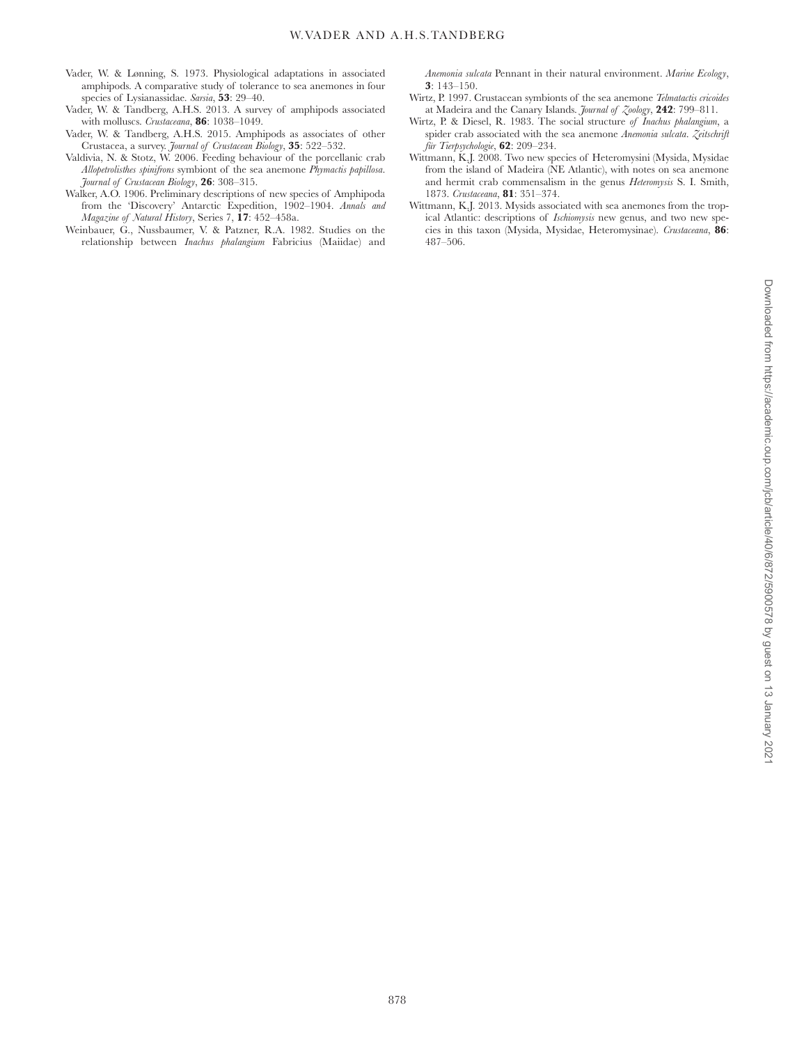Vader, W. & Lønning, S. 1973. Physiological adaptations in associated amphipods. A comparative study of tolerance to sea anemones in four species of Lysianassidae. *Sarsia*, **53**: 29–40.

Vader, W. & Tandberg, A.H.S. 2013. A survey of amphipods associated with molluscs. *Crustaceana*, **86**: 1038–1049.

Vader, W. & Tandberg, A.H.S. 2015. Amphipods as associates of other Crustacea, a survey. *Journal of Crustacean Biology*, **35**: 522–532.

Valdivia, N. & Stotz, W. 2006. Feeding behaviour of the porcellanic crab *Allopetrolisthes spinifrons* symbiont of the sea anemone *Phymactis papillosa*. *Journal of Crustacean Biology*, **26**: 308–315.

Walker, A.O. 1906. Preliminary descriptions of new species of Amphipoda from the 'Discovery' Antarctic Expedition, 1902–1904. *Annals and Magazine of Natural History*, Series 7, **17**: 452–458a.

Weinbauer, G., Nussbaumer, V. & Patzner, R.A. 1982. Studies on the relationship between *Inachus phalangium* Fabricius (Maiidae) and *Anemonia sulcata* Pennant in their natural environment. *Marine Ecology*, **3**: 143–150.

Wirtz, P. 1997. Crustacean symbionts of the sea anemone *Telmatactis cricoides* at Madeira and the Canary Islands. *Journal of Zoology*, **242**: 799–811.

Wirtz, P. & Diesel, R. 1983. The social structure *of Inachus phalangium*, a spider crab associated with the sea anemone *Anemonia sulcata*. *Zeitschrift für Tierpsychologie*, **62**: 209–234.

Wittmann, K.J. 2008. Two new species of Heteromysini (Mysida, Mysidae from the island of Madeira (NE Atlantic), with notes on sea anemone and hermit crab commensalism in the genus *Heteromysis* S. I. Smith, 1873. *Crustaceana*, **81**: 351–374.

Wittmann, K.J. 2013. Mysids associated with sea anemones from the tropical Atlantic: descriptions of *Ischiomysis* new genus, and two new species in this taxon (Mysida, Mysidae, Heteromysinae). *Crustaceana*, **86**: 487–506.